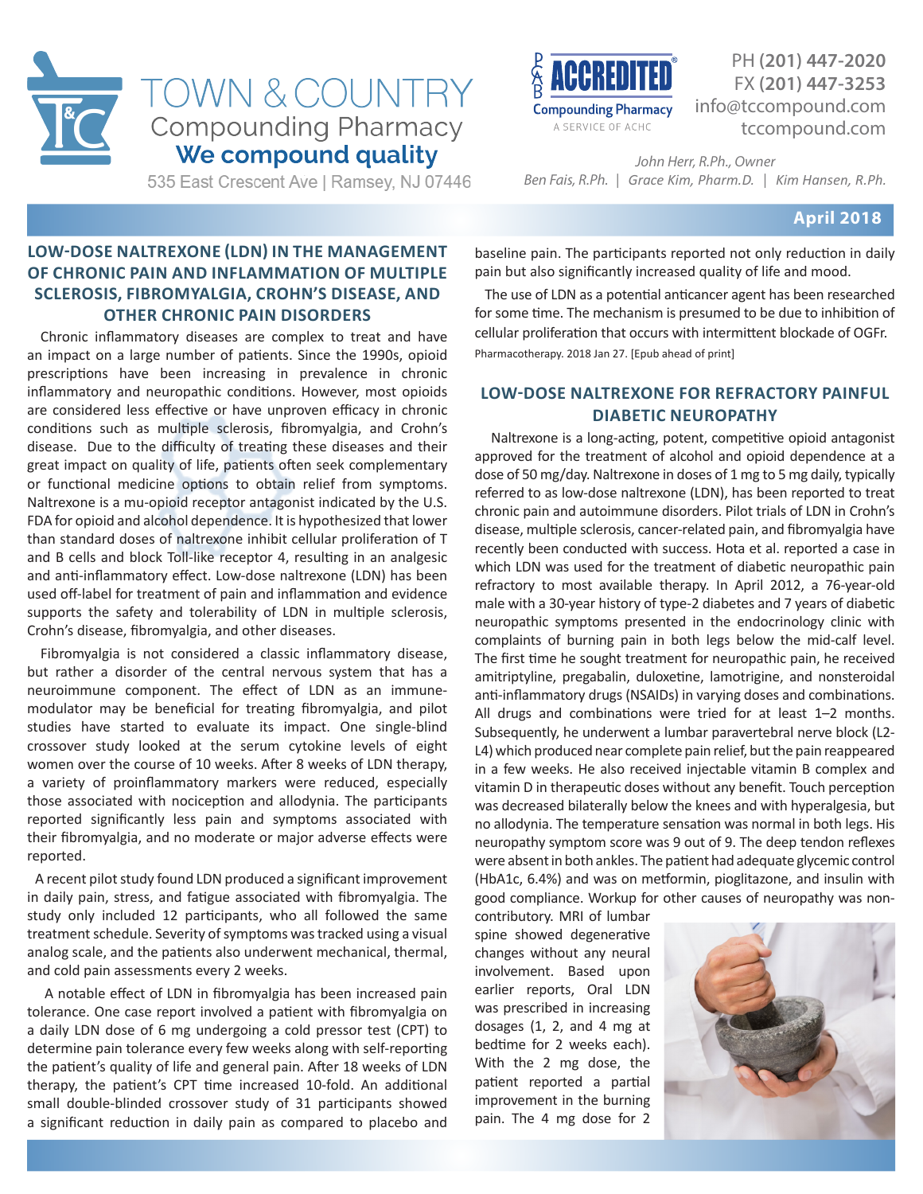# TOWN & COUNTRY Compounding Pharmacy

**We compound quality**

535 East Crescent Ave | Ramsey, NJ 07446

PCAB ACCREDITED Compounding Pharmacy — A SERVICE OF ACHC

PH **(201) 447-2020**
FX **(201) 447-3253**
info@tccompound.com
tccompound.com

*John Herr, R.Ph., Owner*
*Ben Fais, R.Ph. | Grace Kim, Pharm.D. | Kim Hansen, R.Ph.*

**April 2018**

## LOW-DOSE NALTREXONE (LDN) IN THE MANAGEMENT OF CHRONIC PAIN AND INFLAMMATION OF MULTIPLE SCLEROSIS, FIBROMYALGIA, CROHN'S DISEASE, AND OTHER CHRONIC PAIN DISORDERS

Chronic inflammatory diseases are complex to treat and have an impact on a large number of patients. Since the 1990s, opioid prescriptions have been increasing in prevalence in chronic inflammatory and neuropathic conditions. However, most opioids are considered less effective or have unproven efficacy in chronic conditions such as multiple sclerosis, fibromyalgia, and Crohn's disease. Due to the difficulty of treating these diseases and their great impact on quality of life, patients often seek complementary or functional medicine options to obtain relief from symptoms. Naltrexone is a mu-opioid receptor antagonist indicated by the U.S. FDA for opioid and alcohol dependence. It is hypothesized that lower than standard doses of naltrexone inhibit cellular proliferation of T and B cells and block Toll-like receptor 4, resulting in an analgesic and anti-inflammatory effect. Low-dose naltrexone (LDN) has been used off-label for treatment of pain and inflammation and evidence supports the safety and tolerability of LDN in multiple sclerosis, Crohn's disease, fibromyalgia, and other diseases.

Fibromyalgia is not considered a classic inflammatory disease, but rather a disorder of the central nervous system that has a neuroimmune component. The effect of LDN as an immune-modulator may be beneficial for treating fibromyalgia, and pilot studies have started to evaluate its impact. One single-blind crossover study looked at the serum cytokine levels of eight women over the course of 10 weeks. After 8 weeks of LDN therapy, a variety of proinflammatory markers were reduced, especially those associated with nociception and allodynia. The participants reported significantly less pain and symptoms associated with their fibromyalgia, and no moderate or major adverse effects were reported.

A recent pilot study found LDN produced a significant improvement in daily pain, stress, and fatigue associated with fibromyalgia. The study only included 12 participants, who all followed the same treatment schedule. Severity of symptoms was tracked using a visual analog scale, and the patients also underwent mechanical, thermal, and cold pain assessments every 2 weeks.

A notable effect of LDN in fibromyalgia has been increased pain tolerance. One case report involved a patient with fibromyalgia on a daily LDN dose of 6 mg undergoing a cold pressor test (CPT) to determine pain tolerance every few weeks along with self-reporting the patient's quality of life and general pain. After 18 weeks of LDN therapy, the patient's CPT time increased 10-fold. An additional small double-blinded crossover study of 31 participants showed a significant reduction in daily pain as compared to placebo and baseline pain. The participants reported not only reduction in daily pain but also significantly increased quality of life and mood.

The use of LDN as a potential anticancer agent has been researched for some time. The mechanism is presumed to be due to inhibition of cellular proliferation that occurs with intermittent blockade of OGFr.

Pharmacotherapy. 2018 Jan 27. [Epub ahead of print]

## LOW-DOSE NALTREXONE FOR REFRACTORY PAINFUL DIABETIC NEUROPATHY

Naltrexone is a long-acting, potent, competitive opioid antagonist approved for the treatment of alcohol and opioid dependence at a dose of 50 mg/day. Naltrexone in doses of 1 mg to 5 mg daily, typically referred to as low-dose naltrexone (LDN), has been reported to treat chronic pain and autoimmune disorders. Pilot trials of LDN in Crohn's disease, multiple sclerosis, cancer-related pain, and fibromyalgia have recently been conducted with success. Hota et al. reported a case in which LDN was used for the treatment of diabetic neuropathic pain refractory to most available therapy. In April 2012, a 76-year-old male with a 30-year history of type-2 diabetes and 7 years of diabetic neuropathic symptoms presented in the endocrinology clinic with complaints of burning pain in both legs below the mid-calf level. The first time he sought treatment for neuropathic pain, he received amitriptyline, pregabalin, duloxetine, lamotrigine, and nonsteroidal anti-inflammatory drugs (NSAIDs) in varying doses and combinations. All drugs and combinations were tried for at least 1–2 months. Subsequently, he underwent a lumbar paravertebral nerve block (L2-L4) which produced near complete pain relief, but the pain reappeared in a few weeks. He also received injectable vitamin B complex and vitamin D in therapeutic doses without any benefit. Touch perception was decreased bilaterally below the knees and with hyperalgesia, but no allodynia. The temperature sensation was normal in both legs. His neuropathy symptom score was 9 out of 9. The deep tendon reflexes were absent in both ankles. The patient had adequate glycemic control (HbA1c, 6.4%) and was on metformin, pioglitazone, and insulin with good compliance. Workup for other causes of neuropathy was non-contributory. MRI of lumbar spine showed degenerative changes without any neural involvement. Based upon earlier reports, Oral LDN was prescribed in increasing dosages (1, 2, and 4 mg at bedtime for 2 weeks each). With the 2 mg dose, the patient reported a partial improvement in the burning pain. The 4 mg dose for 2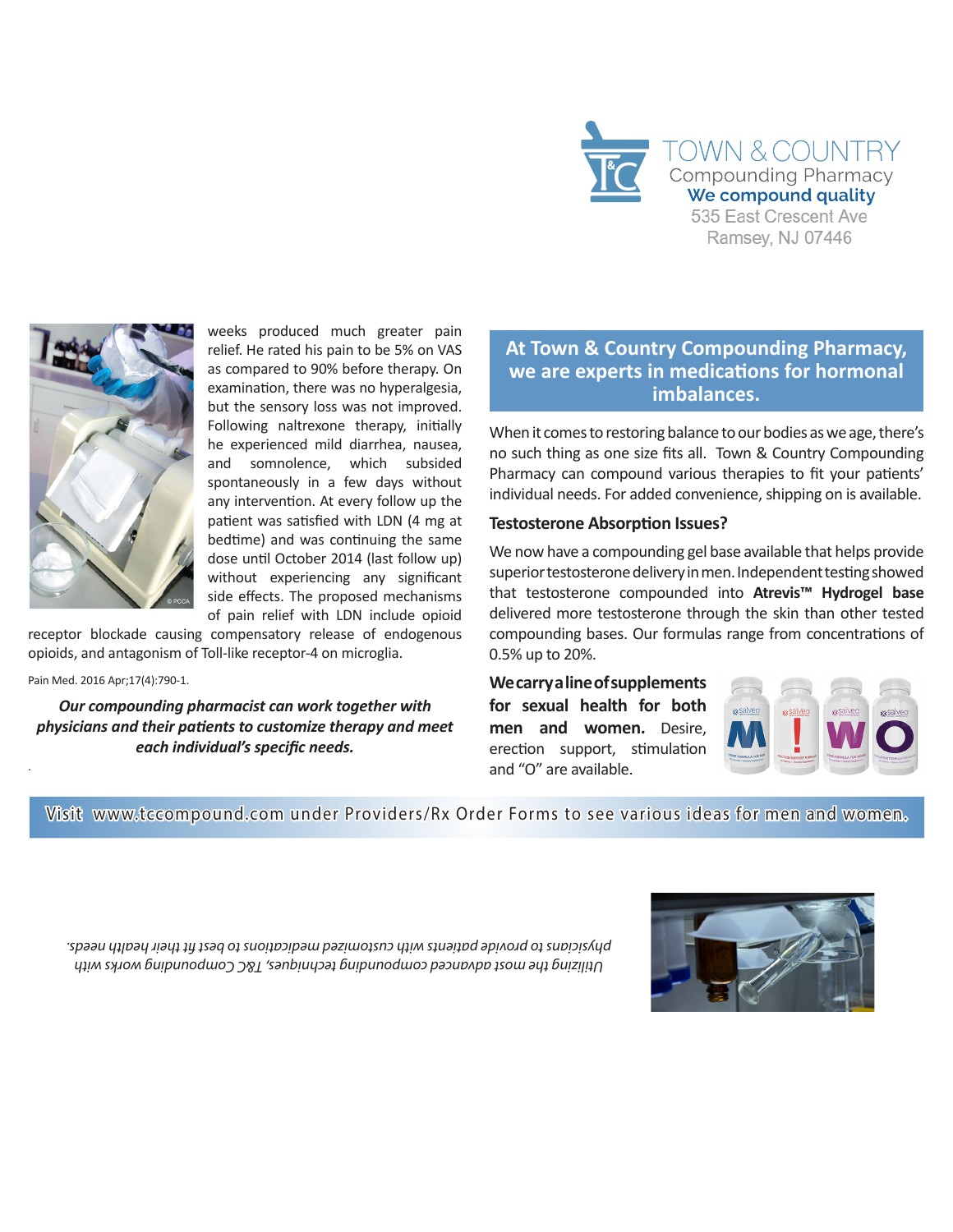# TOWN & COUNTRY

Compounding Pharmacy

**We compound quality**

535 East Crescent Ave

Ramsey, NJ 07446

weeks produced much greater pain relief. He rated his pain to be 5% on VAS as compared to 90% before therapy. On examination, there was no hyperalgesia, but the sensory loss was not improved. Following naltrexone therapy, initially he experienced mild diarrhea, nausea, and somnolence, which subsided spontaneously in a few days without any intervention. At every follow up the patient was satisfied with LDN (4 mg at bedtime) and was continuing the same dose until October 2014 (last follow up) without experiencing any significant side effects. The proposed mechanisms of pain relief with LDN include opioid receptor blockade causing compensatory release of endogenous opioids, and antagonism of Toll-like receptor-4 on microglia.

Pain Med. 2016 Apr;17(4):790-1.

***Our compounding pharmacist can work together with physicians and their patients to customize therapy and meet each individual's specific needs.***

## At Town & Country Compounding Pharmacy, we are experts in medications for hormonal imbalances.

When it comes to restoring balance to our bodies as we age, there's no such thing as one size fits all. Town & Country Compounding Pharmacy can compound various therapies to fit your patients' individual needs. For added convenience, shipping on is available.

### Testosterone Absorption Issues?

We now have a compounding gel base available that helps provide superior testosterone delivery in men. Independent testing showed that testosterone compounded into **Atrevis™ Hydrogel base** delivered more testosterone through the skin than other tested compounding bases. Our formulas range from concentrations of 0.5% up to 20%.

**We carry a line of supplements for sexual health for both men and women.** Desire, erection support, stimulation and "O" are available.

Visit www.tccompound.com under Providers/Rx Order Forms to see various ideas for men and women.

*Utilizing the most advanced compounding techniques, T&C Compounding works with physicians to provide patients with customized medications to best fit their health needs.*